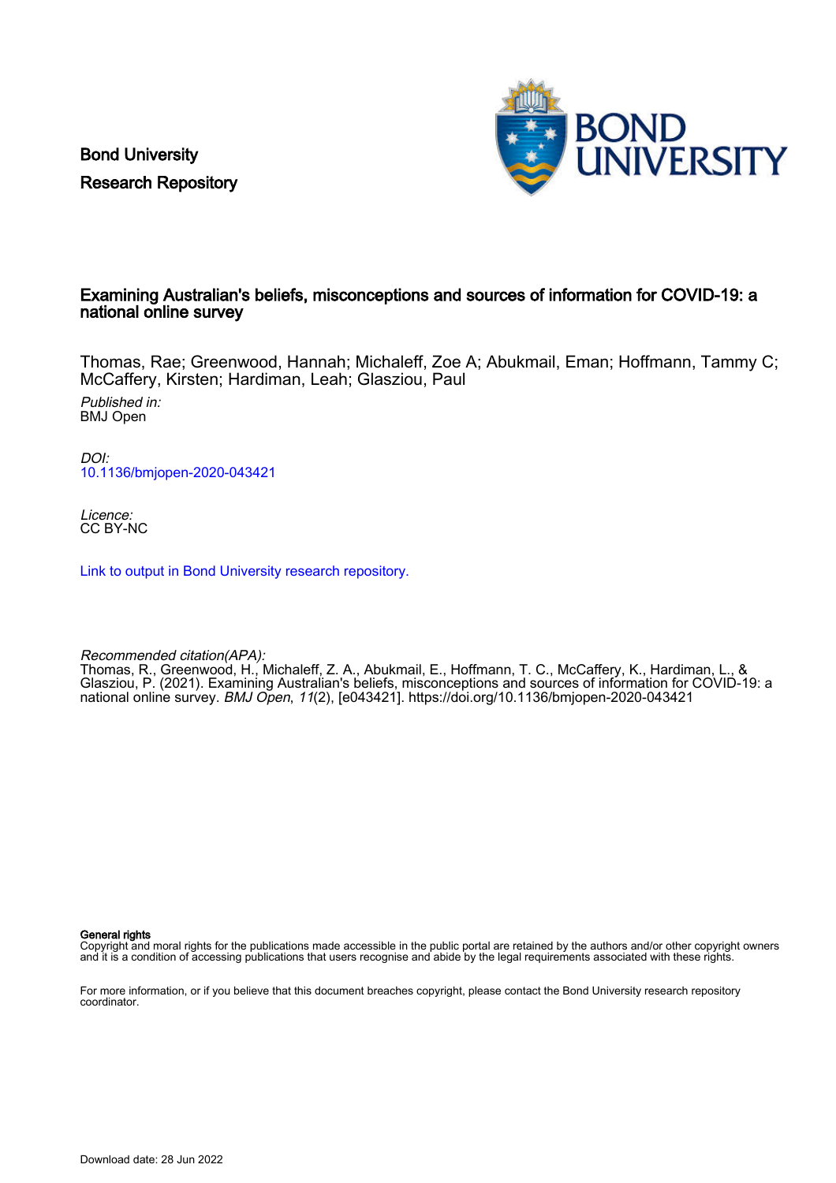Bond University
Research Repository

# Examining Australian's beliefs, misconceptions and sources of information for COVID-19: a national online survey

Thomas, Rae; Greenwood, Hannah; Michaleff, Zoe A; Abukmail, Eman; Hoffmann, Tammy C; McCaffery, Kirsten; Hardiman, Leah; Glasziou, Paul

*Published in:*
BMJ Open

*DOI:*
10.1136/bmjopen-2020-043421

*Licence:*
CC BY-NC

Link to output in Bond University research repository.

*Recommended citation(APA):*
Thomas, R., Greenwood, H., Michaleff, Z. A., Abukmail, E., Hoffmann, T. C., McCaffery, K., Hardiman, L., & Glasziou, P. (2021). Examining Australian's beliefs, misconceptions and sources of information for COVID-19: a national online survey. *BMJ Open*, *11*(2), [e043421]. https://doi.org/10.1136/bmjopen-2020-043421

**General rights**
Copyright and moral rights for the publications made accessible in the public portal are retained by the authors and/or other copyright owners and it is a condition of accessing publications that users recognise and abide by the legal requirements associated with these rights.

For more information, or if you believe that this document breaches copyright, please contact the Bond University research repository coordinator.

Download date: 28 Jun 2022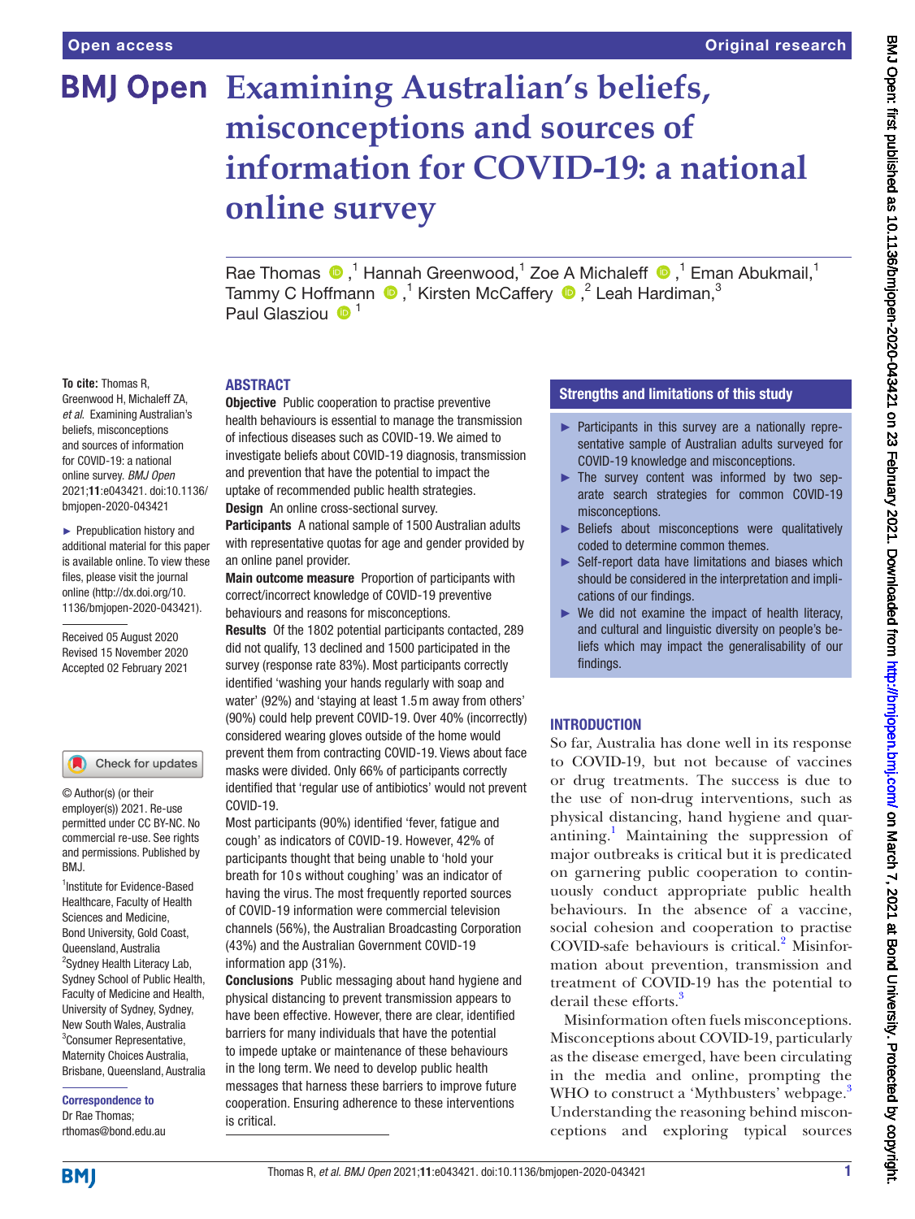# Examining Australian's beliefs, misconceptions and sources of information for COVID-19: a national online survey

Rae Thomas ,[1] Hannah Greenwood,[1] Zoe A Michaleff ,[1] Eman Abukmail,[1] Tammy C Hoffmann ,[1] Kirsten McCaffery ,[2] Leah Hardiman,[3] Paul Glasziou [1]

**To cite:** Thomas R, Greenwood H, Michaleff ZA, *et al*. Examining Australian's beliefs, misconceptions and sources of information for COVID-19: a national online survey. *BMJ Open* 2021;**11**:e043421. doi:10.1136/bmjopen-2020-043421

► Prepublication history and additional material for this paper is available online. To view these files, please visit the journal online (http://dx.doi.org/10.1136/bmjopen-2020-043421).

Received 05 August 2020
Revised 15 November 2020
Accepted 02 February 2021

© Author(s) (or their employer(s)) 2021. Re-use permitted under CC BY-NC. No commercial re-use. See rights and permissions. Published by BMJ.

[1]Institute for Evidence-Based Healthcare, Faculty of Health Sciences and Medicine, Bond University, Gold Coast, Queensland, Australia
[2]Sydney Health Literacy Lab, Sydney School of Public Health, Faculty of Medicine and Health, University of Sydney, Sydney, New South Wales, Australia
[3]Consumer Representative, Maternity Choices Australia, Brisbane, Queensland, Australia

**Correspondence to**
Dr Rae Thomas;
rthomas@bond.edu.au

## ABSTRACT

**Objective** Public cooperation to practise preventive health behaviours is essential to manage the transmission of infectious diseases such as COVID-19. We aimed to investigate beliefs about COVID-19 diagnosis, transmission and prevention that have the potential to impact the uptake of recommended public health strategies.

**Design** An online cross-sectional survey.

**Participants** A national sample of 1500 Australian adults with representative quotas for age and gender provided by an online panel provider.

**Main outcome measure** Proportion of participants with correct/incorrect knowledge of COVID-19 preventive behaviours and reasons for misconceptions.

**Results** Of the 1802 potential participants contacted, 289 did not qualify, 13 declined and 1500 participated in the survey (response rate 83%). Most participants correctly identified 'washing your hands regularly with soap and water' (92%) and 'staying at least 1.5 m away from others' (90%) could help prevent COVID-19. Over 40% (incorrectly) considered wearing gloves outside of the home would prevent them from contracting COVID-19. Views about face masks were divided. Only 66% of participants correctly identified that 'regular use of antibiotics' would not prevent COVID-19.

Most participants (90%) identified 'fever, fatigue and cough' as indicators of COVID-19. However, 42% of participants thought that being unable to 'hold your breath for 10 s without coughing' was an indicator of having the virus. The most frequently reported sources of COVID-19 information were commercial television channels (56%), the Australian Broadcasting Corporation (43%) and the Australian Government COVID-19 information app (31%).

**Conclusions** Public messaging about hand hygiene and physical distancing to prevent transmission appears to have been effective. However, there are clear, identified barriers for many individuals that have the potential to impede uptake or maintenance of these behaviours in the long term. We need to develop public health messages that harness these barriers to improve future cooperation. Ensuring adherence to these interventions is critical.

## Strengths and limitations of this study

- Participants in this survey are a nationally representative sample of Australian adults surveyed for COVID-19 knowledge and misconceptions.
- The survey content was informed by two separate search strategies for common COVID-19 misconceptions.
- Beliefs about misconceptions were qualitatively coded to determine common themes.
- Self-report data have limitations and biases which should be considered in the interpretation and implications of our findings.
- We did not examine the impact of health literacy, and cultural and linguistic diversity on people's beliefs which may impact the generalisability of our findings.

## INTRODUCTION

So far, Australia has done well in its response to COVID-19, but not because of vaccines or drug treatments. The success is due to the use of non-drug interventions, such as physical distancing, hand hygiene and quarantining.[1] Maintaining the suppression of major outbreaks is critical but it is predicated on garnering public cooperation to continuously conduct appropriate public health behaviours. In the absence of a vaccine, social cohesion and cooperation to practise COVID-safe behaviours is critical.[2] Misinformation about prevention, transmission and treatment of COVID-19 has the potential to derail these efforts.[3]

Misinformation often fuels misconceptions. Misconceptions about COVID-19, particularly as the disease emerged, have been circulating in the media and online, prompting the WHO to construct a 'Mythbusters' webpage.[3] Understanding the reasoning behind misconceptions and exploring typical sources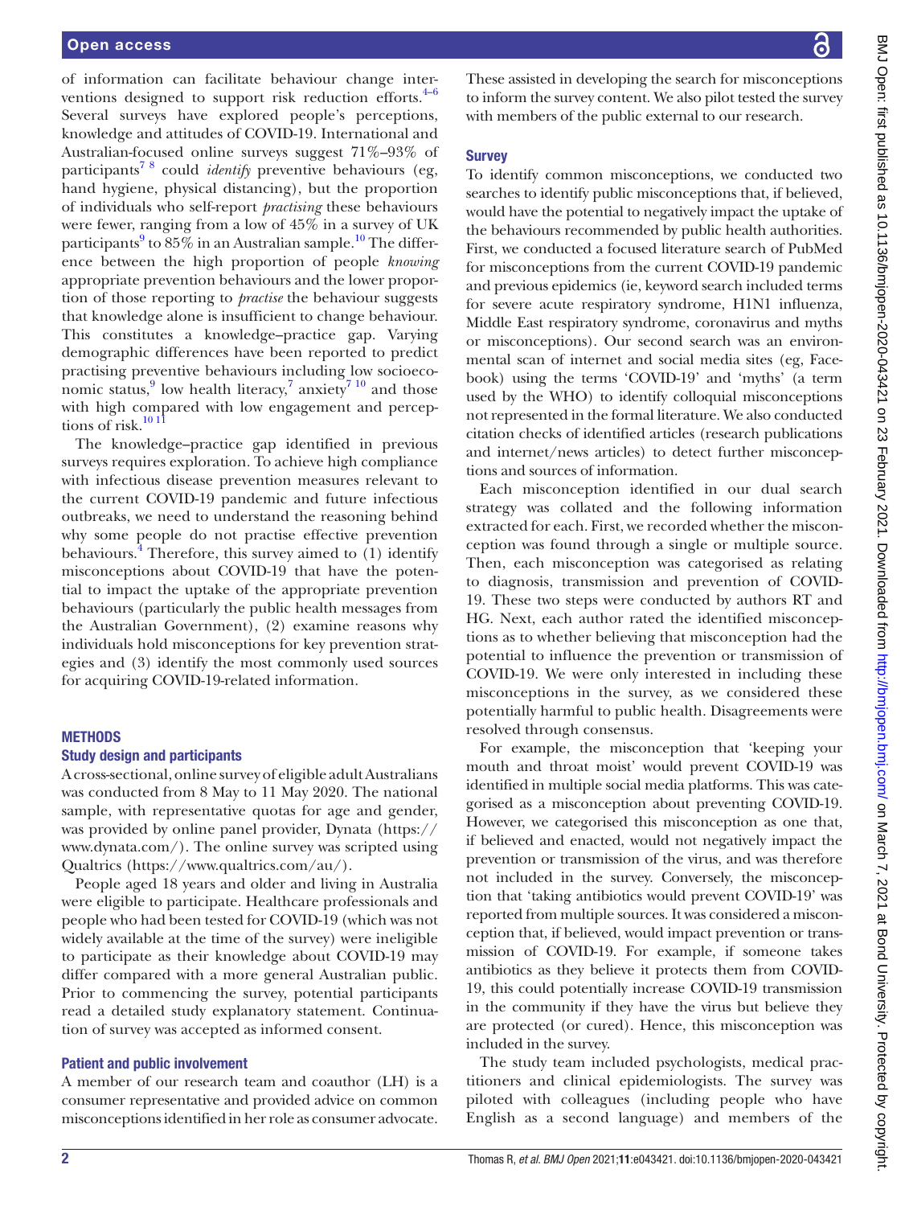of information can facilitate behaviour change interventions designed to support risk reduction efforts.[4–6] Several surveys have explored people's perceptions, knowledge and attitudes of COVID-19. International and Australian-focused online surveys suggest 71%–93% of participants[7 8] could *identify* preventive behaviours (eg, hand hygiene, physical distancing), but the proportion of individuals who self-report *practising* these behaviours were fewer, ranging from a low of 45% in a survey of UK participants[9] to 85% in an Australian sample.[10] The difference between the high proportion of people *knowing* appropriate prevention behaviours and the lower proportion of those reporting to *practise* the behaviour suggests that knowledge alone is insufficient to change behaviour. This constitutes a knowledge–practice gap. Varying demographic differences have been reported to predict practising preventive behaviours including low socioeconomic status,[9] low health literacy,[7] anxiety[7 10] and those with high compared with low engagement and perceptions of risk.[10 11]

The knowledge–practice gap identified in previous surveys requires exploration. To achieve high compliance with infectious disease prevention measures relevant to the current COVID-19 pandemic and future infectious outbreaks, we need to understand the reasoning behind why some people do not practise effective prevention behaviours.[4] Therefore, this survey aimed to (1) identify misconceptions about COVID-19 that have the potential to impact the uptake of the appropriate prevention behaviours (particularly the public health messages from the Australian Government), (2) examine reasons why individuals hold misconceptions for key prevention strategies and (3) identify the most commonly used sources for acquiring COVID-19-related information.

## METHODS

### Study design and participants

A cross-sectional, online survey of eligible adult Australians was conducted from 8 May to 11 May 2020. The national sample, with representative quotas for age and gender, was provided by online panel provider, Dynata (https://www.dynata.com/). The online survey was scripted using Qualtrics (https://www.qualtrics.com/au/).

People aged 18 years and older and living in Australia were eligible to participate. Healthcare professionals and people who had been tested for COVID-19 (which was not widely available at the time of the survey) were ineligible to participate as their knowledge about COVID-19 may differ compared with a more general Australian public. Prior to commencing the survey, potential participants read a detailed study explanatory statement. Continuation of survey was accepted as informed consent.

### Patient and public involvement

A member of our research team and coauthor (LH) is a consumer representative and provided advice on common misconceptions identified in her role as consumer advocate. These assisted in developing the search for misconceptions to inform the survey content. We also pilot tested the survey with members of the public external to our research.

### Survey

To identify common misconceptions, we conducted two searches to identify public misconceptions that, if believed, would have the potential to negatively impact the uptake of the behaviours recommended by public health authorities. First, we conducted a focused literature search of PubMed for misconceptions from the current COVID-19 pandemic and previous epidemics (ie, keyword search included terms for severe acute respiratory syndrome, H1N1 influenza, Middle East respiratory syndrome, coronavirus and myths or misconceptions). Our second search was an environmental scan of internet and social media sites (eg, Facebook) using the terms 'COVID-19' and 'myths' (a term used by the WHO) to identify colloquial misconceptions not represented in the formal literature. We also conducted citation checks of identified articles (research publications and internet/news articles) to detect further misconceptions and sources of information.

Each misconception identified in our dual search strategy was collated and the following information extracted for each. First, we recorded whether the misconception was found through a single or multiple source. Then, each misconception was categorised as relating to diagnosis, transmission and prevention of COVID-19. These two steps were conducted by authors RT and HG. Next, each author rated the identified misconceptions as to whether believing that misconception had the potential to influence the prevention or transmission of COVID-19. We were only interested in including these misconceptions in the survey, as we considered these potentially harmful to public health. Disagreements were resolved through consensus.

For example, the misconception that 'keeping your mouth and throat moist' would prevent COVID-19 was identified in multiple social media platforms. This was categorised as a misconception about preventing COVID-19. However, we categorised this misconception as one that, if believed and enacted, would not negatively impact the prevention or transmission of the virus, and was therefore not included in the survey. Conversely, the misconception that 'taking antibiotics would prevent COVID-19' was reported from multiple sources. It was considered a misconception that, if believed, would impact prevention or transmission of COVID-19. For example, if someone takes antibiotics as they believe it protects them from COVID-19, this could potentially increase COVID-19 transmission in the community if they have the virus but believe they are protected (or cured). Hence, this misconception was included in the survey.

The study team included psychologists, medical practitioners and clinical epidemiologists. The survey was piloted with colleagues (including people who have English as a second language) and members of the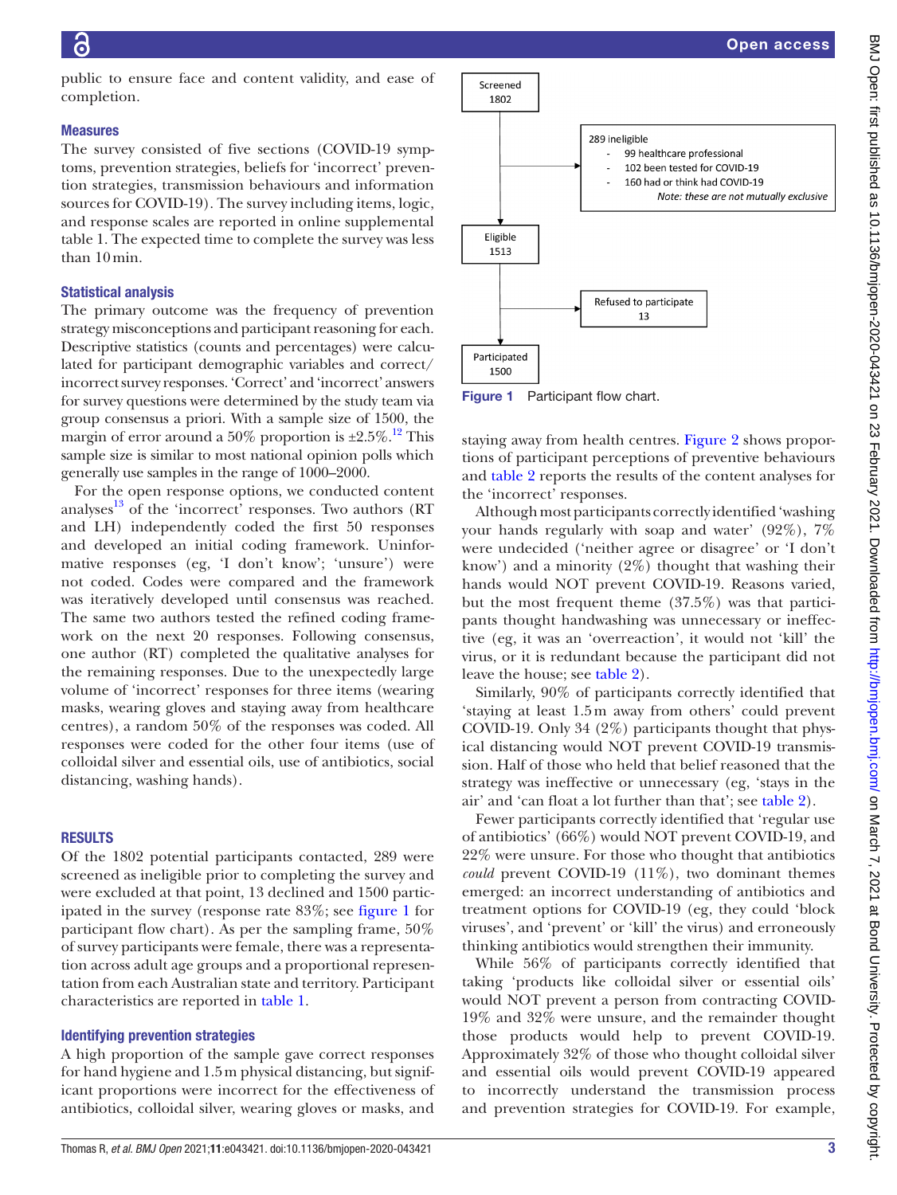public to ensure face and content validity, and ease of completion.

### Measures

The survey consisted of five sections (COVID-19 symptoms, prevention strategies, beliefs for 'incorrect' prevention strategies, transmission behaviours and information sources for COVID-19). The survey including items, logic, and response scales are reported in online supplemental table 1. The expected time to complete the survey was less than 10 min.

### Statistical analysis

The primary outcome was the frequency of prevention strategy misconceptions and participant reasoning for each. Descriptive statistics (counts and percentages) were calculated for participant demographic variables and correct/incorrect survey responses. 'Correct' and 'incorrect' answers for survey questions were determined by the study team via group consensus a priori. With a sample size of 1500, the margin of error around a 50% proportion is ±2.5%.[12] This sample size is similar to most national opinion polls which generally use samples in the range of 1000–2000.

For the open response options, we conducted content analyses[13] of the 'incorrect' responses. Two authors (RT and LH) independently coded the first 50 responses and developed an initial coding framework. Uninformative responses (eg, 'I don't know'; 'unsure') were not coded. Codes were compared and the framework was iteratively developed until consensus was reached. The same two authors tested the refined coding framework on the next 20 responses. Following consensus, one author (RT) completed the qualitative analyses for the remaining responses. Due to the unexpectedly large volume of 'incorrect' responses for three items (wearing masks, wearing gloves and staying away from healthcare centres), a random 50% of the responses was coded. All responses were coded for the other four items (use of colloidal silver and essential oils, use of antibiotics, social distancing, washing hands).

## RESULTS

Of the 1802 potential participants contacted, 289 were screened as ineligible prior to completing the survey and were excluded at that point, 13 declined and 1500 participated in the survey (response rate 83%; see figure 1 for participant flow chart). As per the sampling frame, 50% of survey participants were female, there was a representation across adult age groups and a proportional representation from each Australian state and territory. Participant characteristics are reported in table 1.

### Identifying prevention strategies

A high proportion of the sample gave correct responses for hand hygiene and 1.5 m physical distancing, but significant proportions were incorrect for the effectiveness of antibiotics, colloidal silver, wearing gloves or masks, and staying away from health centres. Figure 2 shows proportions of participant perceptions of preventive behaviours and table 2 reports the results of the content analyses for the 'incorrect' responses.

Screened 1802 → 289 ineligible (99 healthcare professional; 102 been tested for COVID-19; 160 had or think had COVID-19; *Note: these are not mutually exclusive*) → Eligible 1513 → Refused to participate 13 → Participated 1500

**Figure 1** Participant flow chart.

Although most participants correctly identified 'washing your hands regularly with soap and water' (92%), 7% were undecided ('neither agree or disagree' or 'I don't know') and a minority (2%) thought that washing their hands would NOT prevent COVID-19. Reasons varied, but the most frequent theme (37.5%) was that participants thought handwashing was unnecessary or ineffective (eg, it was an 'overreaction', it would not 'kill' the virus, or it is redundant because the participant did not leave the house; see table 2).

Similarly, 90% of participants correctly identified that 'staying at least 1.5 m away from others' could prevent COVID-19. Only 34 (2%) participants thought that physical distancing would NOT prevent COVID-19 transmission. Half of those who held that belief reasoned that the strategy was ineffective or unnecessary (eg, 'stays in the air' and 'can float a lot further than that'; see table 2).

Fewer participants correctly identified that 'regular use of antibiotics' (66%) would NOT prevent COVID-19, and 22% were unsure. For those who thought that antibiotics *could* prevent COVID-19 (11%), two dominant themes emerged: an incorrect understanding of antibiotics and treatment options for COVID-19 (eg, they could 'block viruses', and 'prevent' or 'kill' the virus) and erroneously thinking antibiotics would strengthen their immunity.

While 56% of participants correctly identified that taking 'products like colloidal silver or essential oils' would NOT prevent a person from contracting COVID-19% and 32% were unsure, and the remainder thought those products would help to prevent COVID-19. Approximately 32% of those who thought colloidal silver and essential oils would prevent COVID-19 appeared to incorrectly understand the transmission process and prevention strategies for COVID-19. For example,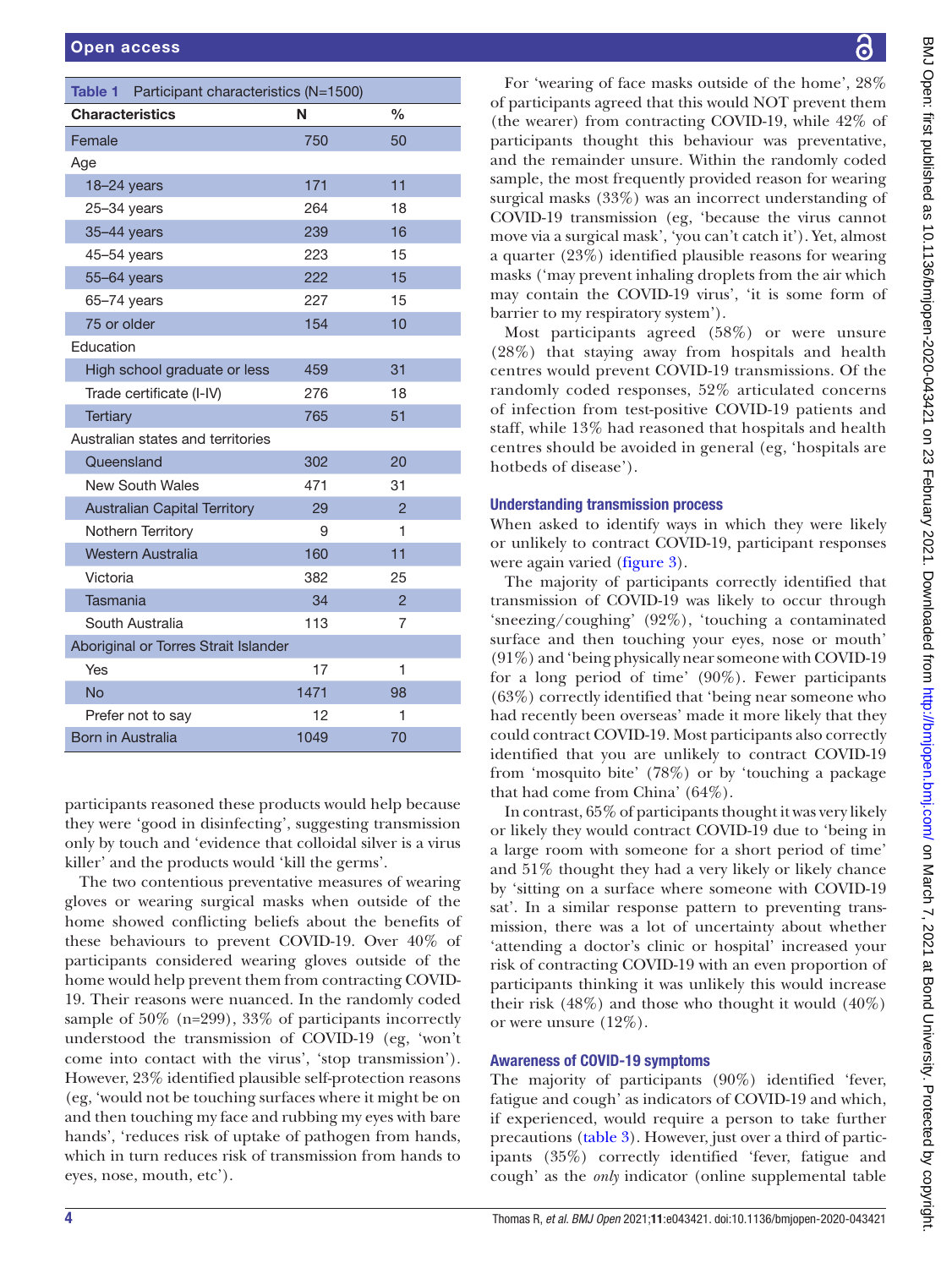**Table 1** Participant characteristics (N=1500)

| Characteristics | N | % |
|---|---|---|
| Female | 750 | 50 |
| Age | | |
| 18–24 years | 171 | 11 |
| 25–34 years | 264 | 18 |
| 35–44 years | 239 | 16 |
| 45–54 years | 223 | 15 |
| 55–64 years | 222 | 15 |
| 65–74 years | 227 | 15 |
| 75 or older | 154 | 10 |
| Education | | |
| High school graduate or less | 459 | 31 |
| Trade certificate (I-IV) | 276 | 18 |
| Tertiary | 765 | 51 |
| Australian states and territories | | |
| Queensland | 302 | 20 |
| New South Wales | 471 | 31 |
| Australian Capital Territory | 29 | 2 |
| Nothern Territory | 9 | 1 |
| Western Australia | 160 | 11 |
| Victoria | 382 | 25 |
| Tasmania | 34 | 2 |
| South Australia | 113 | 7 |
| Aboriginal or Torres Strait Islander | | |
| Yes | 17 | 1 |
| No | 1471 | 98 |
| Prefer not to say | 12 | 1 |
| Born in Australia | 1049 | 70 |

participants reasoned these products would help because they were 'good in disinfecting', suggesting transmission only by touch and 'evidence that colloidal silver is a virus killer' and the products would 'kill the germs'.

The two contentious preventative measures of wearing gloves or wearing surgical masks when outside of the home showed conflicting beliefs about the benefits of these behaviours to prevent COVID-19. Over 40% of participants considered wearing gloves outside of the home would help prevent them from contracting COVID-19. Their reasons were nuanced. In the randomly coded sample of 50% (n=299), 33% of participants incorrectly understood the transmission of COVID-19 (eg, 'won't come into contact with the virus', 'stop transmission'). However, 23% identified plausible self-protection reasons (eg, 'would not be touching surfaces where it might be on and then touching my face and rubbing my eyes with bare hands', 'reduces risk of uptake of pathogen from hands, which in turn reduces risk of transmission from hands to eyes, nose, mouth, etc').

For 'wearing of face masks outside of the home', 28% of participants agreed that this would NOT prevent them (the wearer) from contracting COVID-19, while 42% of participants thought this behaviour was preventative, and the remainder unsure. Within the randomly coded sample, the most frequently provided reason for wearing surgical masks (33%) was an incorrect understanding of COVID-19 transmission (eg, 'because the virus cannot move via a surgical mask', 'you can't catch it'). Yet, almost a quarter (23%) identified plausible reasons for wearing masks ('may prevent inhaling droplets from the air which may contain the COVID-19 virus', 'it is some form of barrier to my respiratory system').

Most participants agreed (58%) or were unsure (28%) that staying away from hospitals and health centres would prevent COVID-19 transmissions. Of the randomly coded responses, 52% articulated concerns of infection from test-positive COVID-19 patients and staff, while 13% had reasoned that hospitals and health centres should be avoided in general (eg, 'hospitals are hotbeds of disease').

### Understanding transmission process

When asked to identify ways in which they were likely or unlikely to contract COVID-19, participant responses were again varied (figure 3).

The majority of participants correctly identified that transmission of COVID-19 was likely to occur through 'sneezing/coughing' (92%), 'touching a contaminated surface and then touching your eyes, nose or mouth' (91%) and 'being physically near someone with COVID-19 for a long period of time' (90%). Fewer participants (63%) correctly identified that 'being near someone who had recently been overseas' made it more likely that they could contract COVID-19. Most participants also correctly identified that you are unlikely to contract COVID-19 from 'mosquito bite' (78%) or by 'touching a package that had come from China' (64%).

In contrast, 65% of participants thought it was very likely or likely they would contract COVID-19 due to 'being in a large room with someone for a short period of time' and 51% thought they had a very likely or likely chance by 'sitting on a surface where someone with COVID-19 sat'. In a similar response pattern to preventing transmission, there was a lot of uncertainty about whether 'attending a doctor's clinic or hospital' increased your risk of contracting COVID-19 with an even proportion of participants thinking it was unlikely this would increase their risk (48%) and those who thought it would (40%) or were unsure (12%).

### Awareness of COVID-19 symptoms

The majority of participants (90%) identified 'fever, fatigue and cough' as indicators of COVID-19 and which, if experienced, would require a person to take further precautions (table 3). However, just over a third of participants (35%) correctly identified 'fever, fatigue and cough' as the *only* indicator (online supplemental table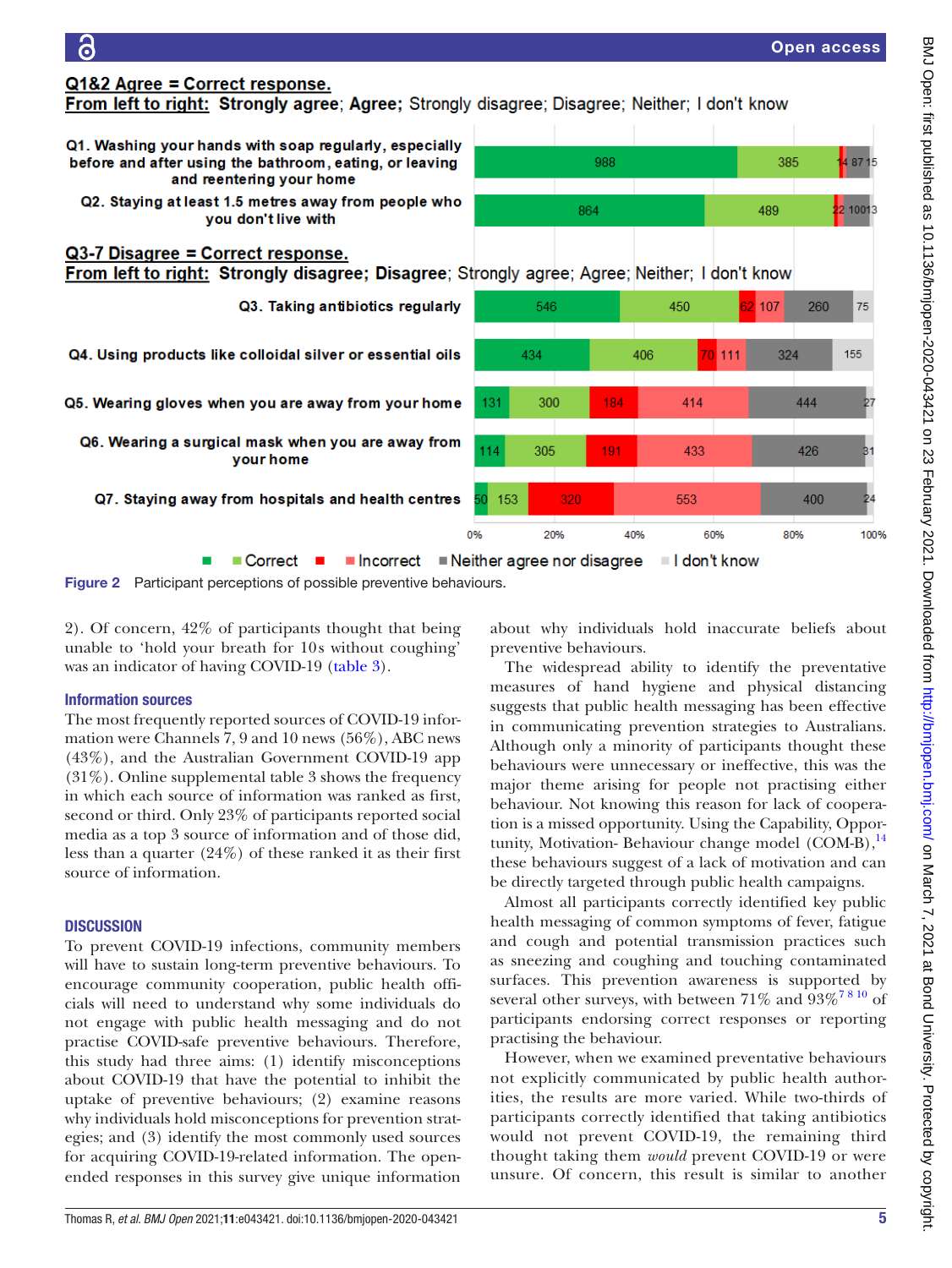Q1&2 Agree = Correct response.
From left to right: Strongly agree; Agree; Strongly disagree; Disagree; Neither; I don't know

| Item | Strongly agree | Agree | Strongly disagree | Disagree | Neither | I don't know |
|---|---|---|---|---|---|---|
| Q1. Washing your hands with soap regularly, especially before and after using the bathroom, eating, or leaving and reentering your home | 988 | 385 | 14 | 8 | 71 | 5 |
| Q2. Staying at least 1.5 metres away from people who you don't live with | 864 | 489 | 22 | 10 | 0 | 13 |

Q3-7 Disagree = Correct response.
From left to right: Strongly disagree; Disagree; Strongly agree; Agree; Neither; I don't know

| Item | Strongly disagree | Disagree | Strongly agree | Agree | Neither | I don't know |
|---|---|---|---|---|---|---|
| Q3. Taking antibiotics regularly | 546 | 450 | 62 | 107 | 260 | 75 |
| Q4. Using products like colloidal silver or essential oils | 434 | 406 | 70 | 111 | 324 | 155 |
| Q5. Wearing gloves when you are away from your home | 131 | 300 | 184 | 414 | 444 | 27 |
| Q6. Wearing a surgical mask when you are away from your home | 114 | 305 | 191 | 433 | 426 | 31 |
| Q7. Staying away from hospitals and health centres | 50 | 153 | 320 | 553 | 400 | 24 |

Legend: Correct; Incorrect; Neither agree nor disagree; I don't know

Figure 2 Participant perceptions of possible preventive behaviours.

2). Of concern, 42% of participants thought that being unable to 'hold your breath for 10s without coughing' was an indicator of having COVID-19 (table 3).

### Information sources

The most frequently reported sources of COVID-19 information were Channels 7, 9 and 10 news (56%), ABC news (43%), and the Australian Government COVID-19 app (31%). Online supplemental table 3 shows the frequency in which each source of information was ranked as first, second or third. Only 23% of participants reported social media as a top 3 source of information and of those did, less than a quarter (24%) of these ranked it as their first source of information.

## DISCUSSION

To prevent COVID-19 infections, community members will have to sustain long-term preventive behaviours. To encourage community cooperation, public health officials will need to understand why some individuals do not engage with public health messaging and do not practise COVID-safe preventive behaviours. Therefore, this study had three aims: (1) identify misconceptions about COVID-19 that have the potential to inhibit the uptake of preventive behaviours; (2) examine reasons why individuals hold misconceptions for prevention strategies; and (3) identify the most commonly used sources for acquiring COVID-19-related information. The open-ended responses in this survey give unique information about why individuals hold inaccurate beliefs about preventive behaviours.

The widespread ability to identify the preventative measures of hand hygiene and physical distancing suggests that public health messaging has been effective in communicating prevention strategies to Australians. Although only a minority of participants thought these behaviours were unnecessary or ineffective, this was the major theme arising for people not practising either behaviour. Not knowing this reason for lack of cooperation is a missed opportunity. Using the Capability, Opportunity, Motivation- Behaviour change model (COM-B),[14] these behaviours suggest of a lack of motivation and can be directly targeted through public health campaigns.

Almost all participants correctly identified key public health messaging of common symptoms of fever, fatigue and cough and potential transmission practices such as sneezing and coughing and touching contaminated surfaces. This prevention awareness is supported by several other surveys, with between 71% and 93%[7 8 10] of participants endorsing correct responses or reporting practising the behaviour.

However, when we examined preventative behaviours not explicitly communicated by public health authorities, the results are more varied. While two-thirds of participants correctly identified that taking antibiotics would not prevent COVID-19, the remaining third thought taking them *would* prevent COVID-19 or were unsure. Of concern, this result is similar to another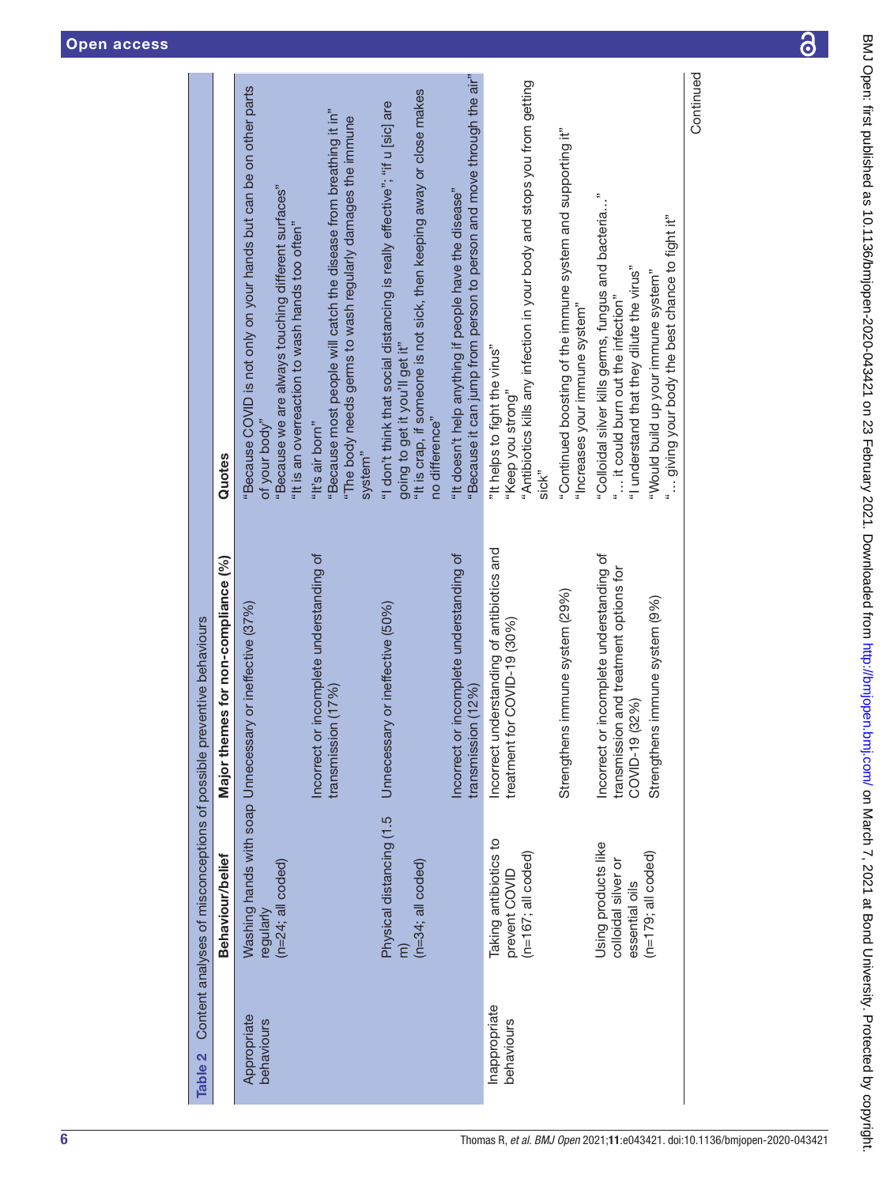**Table 2** Content analyses of misconceptions of possible preventive behaviours

| | Behaviour/belief | Major themes for non-compliance (%) | Quotes |
|---|---|---|---|
| Appropriate behaviours | Washing hands with soap regularly (n=24; all coded) | Unnecessary or ineffective (37%) | "Because COVID is not only on your hands but can be on other parts of your body"<br>"Because we are always touching different surfaces"<br>"It is an overreaction to wash hands too often" |
| | | Incorrect or incomplete understanding of transmission (17%) | "It's air born"<br>"Because most people will catch the disease from breathing it in"<br>"The body needs germs to wash regularly damages the immune system" |
| | Physical distancing (1.5 m) (n=34; all coded) | Unnecessary or ineffective (50%) | "I don't think that social distancing is really effective"; "if u [sic] are going to get it you'll get it"<br>"It is crap, if someone is not sick, then keeping away or close makes no difference" |
| | | Incorrect or incomplete understanding of transmission (12%) | "It doesn't help anything if people have the disease"<br>"Because it can jump from person to person and move through the air" |
| Inappropriate behaviours | Taking antibiotics to prevent COVID (n=167; all coded) | Incorrect understanding of antibiotics and treatment for COVID-19 (30%) | "It helps to fight the virus"<br>"Keep you strong"<br>"Antibiotics kills any infection in your body and stops you from getting sick" |
| | | Strengthens immune system (29%) | "Continued boosting of the immune system and supporting it"<br>"Increases your immune system" |
| | Using products like colloidal silver or essential oils (n=179; all coded) | Incorrect or incomplete understanding of transmission and treatment options for COVID-19 (32%) | "Colloidal silver kills germs, fungus and bacteria…"<br>"… it could burn out the infection"<br>"I understand that they dilute the virus" |
| | | Strengthens immune system (9%) | "Would build up your immune system"<br>"… giving your body the best chance to fight it" |

Continued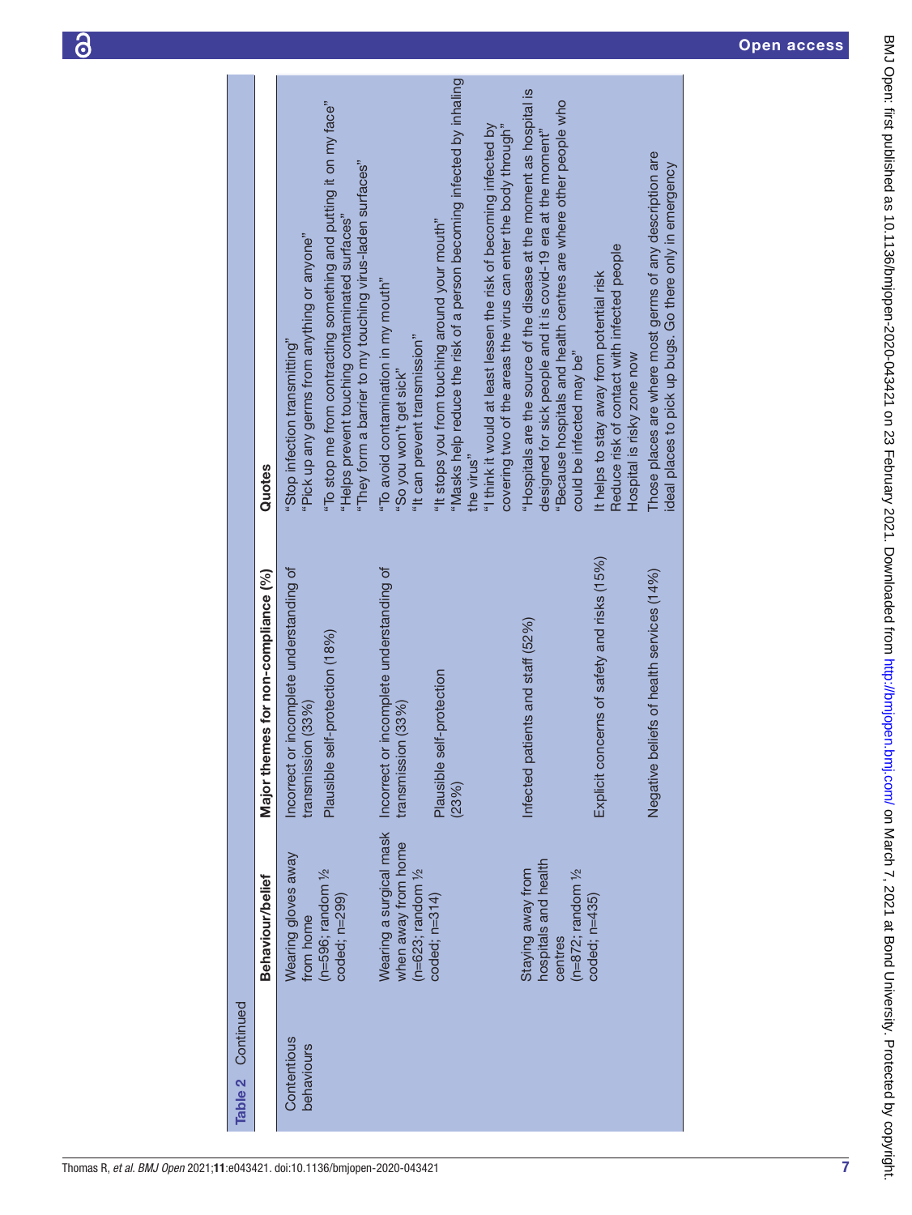Table 2 Continued

| | Behaviour/belief | Major themes for non-compliance (%) | Quotes |
|---|---|---|---|
| Contentious behaviours | Wearing gloves away from home (n=596; random ½ coded; n=299) | Incorrect or incomplete understanding of transmission (33%) | "Stop infection transmitting"<br>"Pick up any germs from anything or anyone" |
| | | Plausible self-protection (18%) | "To stop me from contracting something and putting it on my face"<br>"Helps prevent touching contaminated surfaces"<br>"They form a barrier to my touching virus-laden surfaces" |
| | Wearing a surgical mask when away from home (n=623; random ½ coded; n=314) | Incorrect or incomplete understanding of transmission (33%) | "To avoid contamination in my mouth"<br>"So you won't get sick"<br>"It can prevent transmission" |
| | | Plausible self-protection (23%) | "It stops you from touching around your mouth"<br>"Masks help reduce the risk of a person becoming infected by inhaling the virus"<br>"I think it would at least lessen the risk of becoming infected by covering two of the areas the virus can enter the body through" |
| | Staying away from hospitals and health centres (n=872; random ½ coded; n=435) | Infected patients and staff (52%) | "Hospitals are the source of the disease at the moment as hospital is designed for sick people and it is covid-19 era at the moment"<br>"Because hospitals and health centres are where other people who could be infected may be" |
| | | Explicit concerns of safety and risks (15%) | It helps to stay away from potential risk<br>Reduce risk of contact with infected people<br>Hospital is risky zone now |
| | | Negative beliefs of health services (14%) | Those places are where most germs of any description are<br>ideal places to pick up bugs. Go there only in emergency |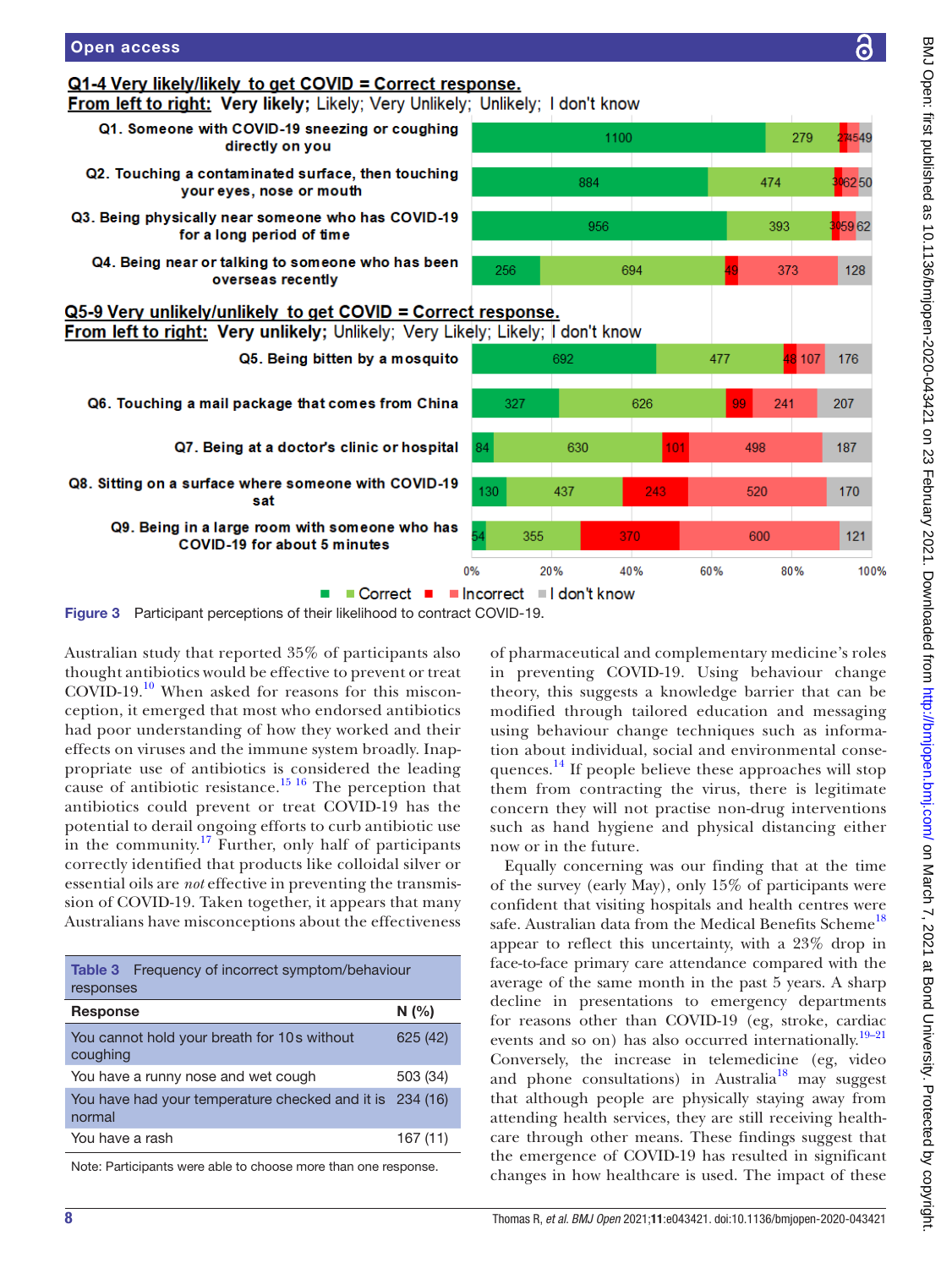**Q1-4 Very likely/likely to get COVID = Correct response.**
**From left to right: Very likely;** Likely; Very Unlikely; Unlikely; I don't know

| Item | Very likely | Likely | Very unlikely | Unlikely | I don't know |
|---|---|---|---|---|---|
| Q1. Someone with COVID-19 sneezing or coughing directly on you | 1100 | 279 | 27 | 45 | 49 |
| Q2. Touching a contaminated surface, then touching your eyes, nose or mouth | 884 | 474 | 30 | 62 | 50 |
| Q3. Being physically near someone who has COVID-19 for a long period of time | 956 | 393 | 30 | 59 | 62 |
| Q4. Being near or talking to someone who has been overseas recently | 256 | 694 | 49 | 373 | 128 |

**Q5-9 Very unlikely/unlikely to get COVID = Correct response.**
**From left to right: Very unlikely;** Unlikely; Very Likely; Likely; I don't know

| Item | Very unlikely | Unlikely | Very likely | Likely | I don't know |
|---|---|---|---|---|---|
| Q5. Being bitten by a mosquito | 692 | 477 | 48 | 107 | 176 |
| Q6. Touching a mail package that comes from China | 327 | 626 | 99 | 241 | 207 |
| Q7. Being at a doctor's clinic or hospital | 84 | 630 | 101 | 498 | 187 |
| Q8. Sitting on a surface where someone with COVID-19 sat | 130 | 437 | 243 | 520 | 170 |
| Q9. Being in a large room with someone who has COVID-19 for about 5 minutes | 54 | 355 | 370 | 600 | 121 |

Legend: Correct; Incorrect; I don't know

Figure 3 Participant perceptions of their likelihood to contract COVID-19.

Australian study that reported 35% of participants also thought antibiotics would be effective to prevent or treat COVID-19.[10] When asked for reasons for this misconception, it emerged that most who endorsed antibiotics had poor understanding of how they worked and their effects on viruses and the immune system broadly. Inappropriate use of antibiotics is considered the leading cause of antibiotic resistance.[15 16] The perception that antibiotics could prevent or treat COVID-19 has the potential to derail ongoing efforts to curb antibiotic use in the community.[17] Further, only half of participants correctly identified that products like colloidal silver or essential oils are *not* effective in preventing the transmission of COVID-19. Taken together, it appears that many Australians have misconceptions about the effectiveness of pharmaceutical and complementary medicine's roles in preventing COVID-19. Using behaviour change theory, this suggests a knowledge barrier that can be modified through tailored education and messaging using behaviour change techniques such as information about individual, social and environmental consequences.[14] If people believe these approaches will stop them from contracting the virus, there is legitimate concern they will not practise non-drug interventions such as hand hygiene and physical distancing either now or in the future.

Equally concerning was our finding that at the time of the survey (early May), only 15% of participants were confident that visiting hospitals and health centres were safe. Australian data from the Medical Benefits Scheme[18] appear to reflect this uncertainty, with a 23% drop in face-to-face primary care attendance compared with the average of the same month in the past 5 years. A sharp decline in presentations to emergency departments for reasons other than COVID-19 (eg, stroke, cardiac events and so on) has also occurred internationally.[19–21] Conversely, the increase in telemedicine (eg, video and phone consultations) in Australia[18] may suggest that although people are physically staying away from attending health services, they are still receiving healthcare through other means. These findings suggest that the emergence of COVID-19 has resulted in significant changes in how healthcare is used. The impact of these

**Table 3** Frequency of incorrect symptom/behaviour responses

| Response | N (%) |
|---|---|
| You cannot hold your breath for 10 s without coughing | 625 (42) |
| You have a runny nose and wet cough | 503 (34) |
| You have had your temperature checked and it is normal | 234 (16) |
| You have a rash | 167 (11) |

Note: Participants were able to choose more than one response.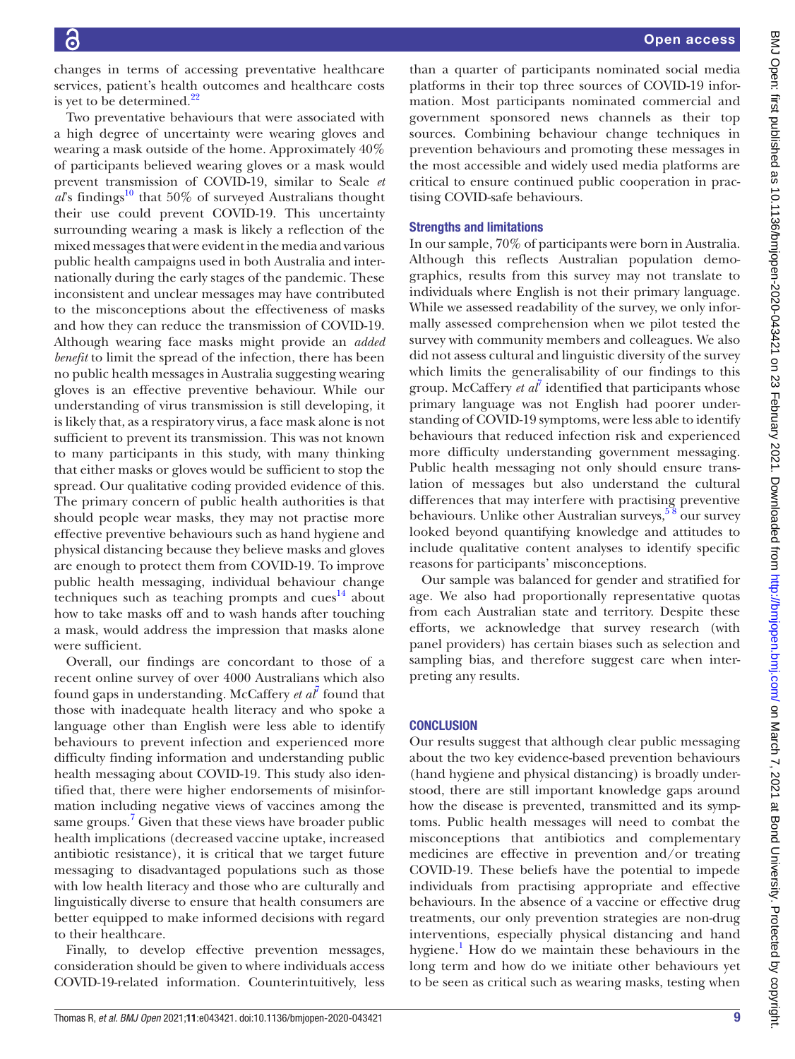changes in terms of accessing preventative healthcare services, patient's health outcomes and healthcare costs is yet to be determined.[22]

Two preventative behaviours that were associated with a high degree of uncertainty were wearing gloves and wearing a mask outside of the home. Approximately 40% of participants believed wearing gloves or a mask would prevent transmission of COVID-19, similar to Seale *et al*'s findings[10] that 50% of surveyed Australians thought their use could prevent COVID-19. This uncertainty surrounding wearing a mask is likely a reflection of the mixed messages that were evident in the media and various public health campaigns used in both Australia and internationally during the early stages of the pandemic. These inconsistent and unclear messages may have contributed to the misconceptions about the effectiveness of masks and how they can reduce the transmission of COVID-19. Although wearing face masks might provide an *added benefit* to limit the spread of the infection, there has been no public health messages in Australia suggesting wearing gloves is an effective preventive behaviour. While our understanding of virus transmission is still developing, it is likely that, as a respiratory virus, a face mask alone is not sufficient to prevent its transmission. This was not known to many participants in this study, with many thinking that either masks or gloves would be sufficient to stop the spread. Our qualitative coding provided evidence of this. The primary concern of public health authorities is that should people wear masks, they may not practise more effective preventive behaviours such as hand hygiene and physical distancing because they believe masks and gloves are enough to protect them from COVID-19. To improve public health messaging, individual behaviour change techniques such as teaching prompts and cues[14] about how to take masks off and to wash hands after touching a mask, would address the impression that masks alone were sufficient.

Overall, our findings are concordant to those of a recent online survey of over 4000 Australians which also found gaps in understanding. McCaffery *et al*[7] found that those with inadequate health literacy and who spoke a language other than English were less able to identify behaviours to prevent infection and experienced more difficulty finding information and understanding public health messaging about COVID-19. This study also identified that, there were higher endorsements of misinformation including negative views of vaccines among the same groups.[7] Given that these views have broader public health implications (decreased vaccine uptake, increased antibiotic resistance), it is critical that we target future messaging to disadvantaged populations such as those with low health literacy and those who are culturally and linguistically diverse to ensure that health consumers are better equipped to make informed decisions with regard to their healthcare.

Finally, to develop effective prevention messages, consideration should be given to where individuals access COVID-19-related information. Counterintuitively, less than a quarter of participants nominated social media platforms in their top three sources of COVID-19 information. Most participants nominated commercial and government sponsored news channels as their top sources. Combining behaviour change techniques in prevention behaviours and promoting these messages in the most accessible and widely used media platforms are critical to ensure continued public cooperation in practising COVID-safe behaviours.

### Strengths and limitations

In our sample, 70% of participants were born in Australia. Although this reflects Australian population demographics, results from this survey may not translate to individuals where English is not their primary language. While we assessed readability of the survey, we only informally assessed comprehension when we pilot tested the survey with community members and colleagues. We also did not assess cultural and linguistic diversity of the survey which limits the generalisability of our findings to this group. McCaffery *et al*[7] identified that participants whose primary language was not English had poorer understanding of COVID-19 symptoms, were less able to identify behaviours that reduced infection risk and experienced more difficulty understanding government messaging. Public health messaging not only should ensure translation of messages but also understand the cultural differences that may interfere with practising preventive behaviours. Unlike other Australian surveys,[5,8] our survey looked beyond quantifying knowledge and attitudes to include qualitative content analyses to identify specific reasons for participants' misconceptions.

Our sample was balanced for gender and stratified for age. We also had proportionally representative quotas from each Australian state and territory. Despite these efforts, we acknowledge that survey research (with panel providers) has certain biases such as selection and sampling bias, and therefore suggest care when interpreting any results.

## CONCLUSION

Our results suggest that although clear public messaging about the two key evidence-based prevention behaviours (hand hygiene and physical distancing) is broadly understood, there are still important knowledge gaps around how the disease is prevented, transmitted and its symptoms. Public health messages will need to combat the misconceptions that antibiotics and complementary medicines are effective in prevention and/or treating COVID-19. These beliefs have the potential to impede individuals from practising appropriate and effective behaviours. In the absence of a vaccine or effective drug treatments, our only prevention strategies are non-drug interventions, especially physical distancing and hand hygiene.[1] How do we maintain these behaviours in the long term and how do we initiate other behaviours yet to be seen as critical such as wearing masks, testing when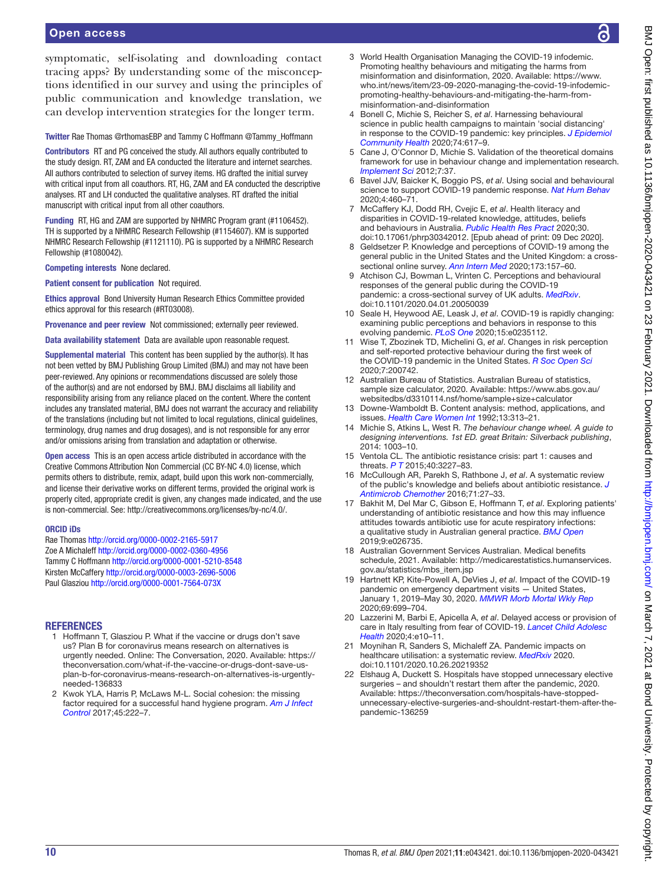symptomatic, self-isolating and downloading contact tracing apps? By understanding some of the misconceptions identified in our survey and using the principles of public communication and knowledge translation, we can develop intervention strategies for the longer term.

**Twitter** Rae Thomas @rthomasEBP and Tammy C Hoffmann @Tammy_Hoffmann

**Contributors** RT and PG conceived the study. All authors equally contributed to the study design. RT, ZAM and EA conducted the literature and internet searches. All authors contributed to selection of survey items. HG drafted the initial survey with critical input from all coauthors. RT, HG, ZAM and EA conducted the descriptive analyses. RT and LH conducted the qualitative analyses. RT drafted the initial manuscript with critical input from all other coauthors.

**Funding** RT, HG and ZAM are supported by NHMRC Program grant (#1106452). TH is supported by a NHMRC Research Fellowship (#1154607). KM is supported NHMRC Research Fellowship (#1121110). PG is supported by a NHMRC Research Fellowship (#1080042).

**Competing interests** None declared.

**Patient consent for publication** Not required.

**Ethics approval** Bond University Human Research Ethics Committee provided ethics approval for this research (#RT03008).

**Provenance and peer review** Not commissioned; externally peer reviewed.

**Data availability statement** Data are available upon reasonable request.

**Supplemental material** This content has been supplied by the author(s). It has not been vetted by BMJ Publishing Group Limited (BMJ) and may not have been peer-reviewed. Any opinions or recommendations discussed are solely those of the author(s) and are not endorsed by BMJ. BMJ disclaims all liability and responsibility arising from any reliance placed on the content. Where the content includes any translated material, BMJ does not warrant the accuracy and reliability of the translations (including but not limited to local regulations, clinical guidelines, terminology, drug names and drug dosages), and is not responsible for any error and/or omissions arising from translation and adaptation or otherwise.

**Open access** This is an open access article distributed in accordance with the Creative Commons Attribution Non Commercial (CC BY-NC 4.0) license, which permits others to distribute, remix, adapt, build upon this work non-commercially, and license their derivative works on different terms, provided the original work is properly cited, appropriate credit is given, any changes made indicated, and the use is non-commercial. See: http://creativecommons.org/licenses/by-nc/4.0/.

**ORCID iDs**

Rae Thomas http://orcid.org/0000-0002-2165-5917
Zoe A Michaleff http://orcid.org/0000-0002-0360-4956
Tammy C Hoffmann http://orcid.org/0000-0001-5210-8548
Kirsten McCaffery http://orcid.org/0000-0003-2696-5006
Paul Glasziou http://orcid.org/0000-0001-7564-073X

## REFERENCES

1. Hoffmann T, Glasziou P. What if the vaccine or drugs don't save us? Plan B for coronavirus means research on alternatives is urgently needed. Online: The Conversation, 2020. Available: https://theconversation.com/what-if-the-vaccine-or-drugs-dont-save-us-plan-b-for-coronavirus-means-research-on-alternatives-is-urgently-needed-136833
2. Kwok YLA, Harris P, McLaws M-L. Social cohesion: the missing factor required for a successful hand hygiene program. *Am J Infect Control* 2017;45:222–7.
3. World Health Organisation Managing the COVID-19 infodemic. Promoting healthy behaviours and mitigating the harms from misinformation and disinformation, 2020. Available: https://www.who.int/news/item/23-09-2020-managing-the-covid-19-infodemic-promoting-healthy-behaviours-and-mitigating-the-harm-from-misinformation-and-disinformation
4. Bonell C, Michie S, Reicher S, *et al*. Harnessing behavioural science in public health campaigns to maintain 'social distancing' in response to the COVID-19 pandemic: key principles. *J Epidemiol Community Health* 2020;74:617–9.
5. Cane J, O'Connor D, Michie S. Validation of the theoretical domains framework for use in behaviour change and implementation research. *Implement Sci* 2012;7:37.
6. Bavel JJV, Baicker K, Boggio PS, *et al*. Using social and behavioural science to support COVID-19 pandemic response. *Nat Hum Behav* 2020;4:460–71.
7. McCaffery KJ, Dodd RH, Cvejic E, *et al*. Health literacy and disparities in COVID-19-related knowledge, attitudes, beliefs and behaviours in Australia. *Public Health Res Pract* 2020;30. doi:10.17061/phrp30342012. [Epub ahead of print: 09 Dec 2020].
8. Geldsetzer P. Knowledge and perceptions of COVID-19 among the general public in the United States and the United Kingdom: a cross-sectional online survey. *Ann Intern Med* 2020;173:157–60.
9. Atchison CJ, Bowman L, Vrinten C. Perceptions and behavioural responses of the general public during the COVID-19 pandemic: a cross-sectional survey of UK adults. *MedRxiv*. doi:10.1101/2020.04.01.20050039
10. Seale H, Heywood AE, Leask J, *et al*. COVID-19 is rapidly changing: examining public perceptions and behaviors in response to this evolving pandemic. *PLoS One* 2020;15:e0235112.
11. Wise T, Zbozinek TD, Michelini G, *et al*. Changes in risk perception and self-reported protective behaviour during the first week of the COVID-19 pandemic in the United States. *R Soc Open Sci* 2020;7:200742.
12. Australian Bureau of Statistics. Australian Bureau of statistics, sample size calculator, 2020. Available: https://www.abs.gov.au/websitedbs/d3310114.nsf/home/sample+size+calculator
13. Downe-Wamboldt B. Content analysis: method, applications, and issues. *Health Care Women Int* 1992;13:313–21.
14. Michie S, Atkins L, West R. *The behaviour change wheel. A guide to designing interventions. 1st ED. great Britain: Silverback publishing*, 2014: 1003–10.
15. Ventola CL. The antibiotic resistance crisis: part 1: causes and threats. *P T* 2015;40:3227–83.
16. McCullough AR, Parekh S, Rathbone J, *et al*. A systematic review of the public's knowledge and beliefs about antibiotic resistance. *J Antimicrob Chemother* 2016;71:27–33.
17. Bakhit M, Del Mar C, Gibson E, Hoffmann T, *et al*. Exploring patients' understanding of antibiotic resistance and how this may influence attitudes towards antibiotic use for acute respiratory infections: a qualitative study in Australian general practice. *BMJ Open* 2019;9:e026735.
18. Australian Government Services Australian. Medical benefits schedule, 2021. Available: http://medicarestatistics.humanservices.gov.au/statistics/mbs_item.jsp
19. Hartnett KP, Kite-Powell A, DeVies J, *et al*. Impact of the COVID-19 pandemic on emergency department visits — United States, January 1, 2019–May 30, 2020. *MMWR Morb Mortal Wkly Rep* 2020;69:699–704.
20. Lazzerini M, Barbi E, Apicella A, *et al*. Delayed access or provision of care in Italy resulting from fear of COVID-19. *Lancet Child Adolesc Health* 2020;4:e10–11.
21. Moynihan R, Sanders S, Michaleff ZA. Pandemic impacts on healthcare utilisation: a systematic review. *MedRxiv* 2020. doi:10.1101/2020.10.26.20219352
22. Elshaug A, Duckett S. Hospitals have stopped unnecessary elective surgeries – and shouldn't restart them after the pandemic, 2020. Available: https://theconversation.com/hospitals-have-stopped-unnecessary-elective-surgeries-and-shouldnt-restart-them-after-the-pandemic-136259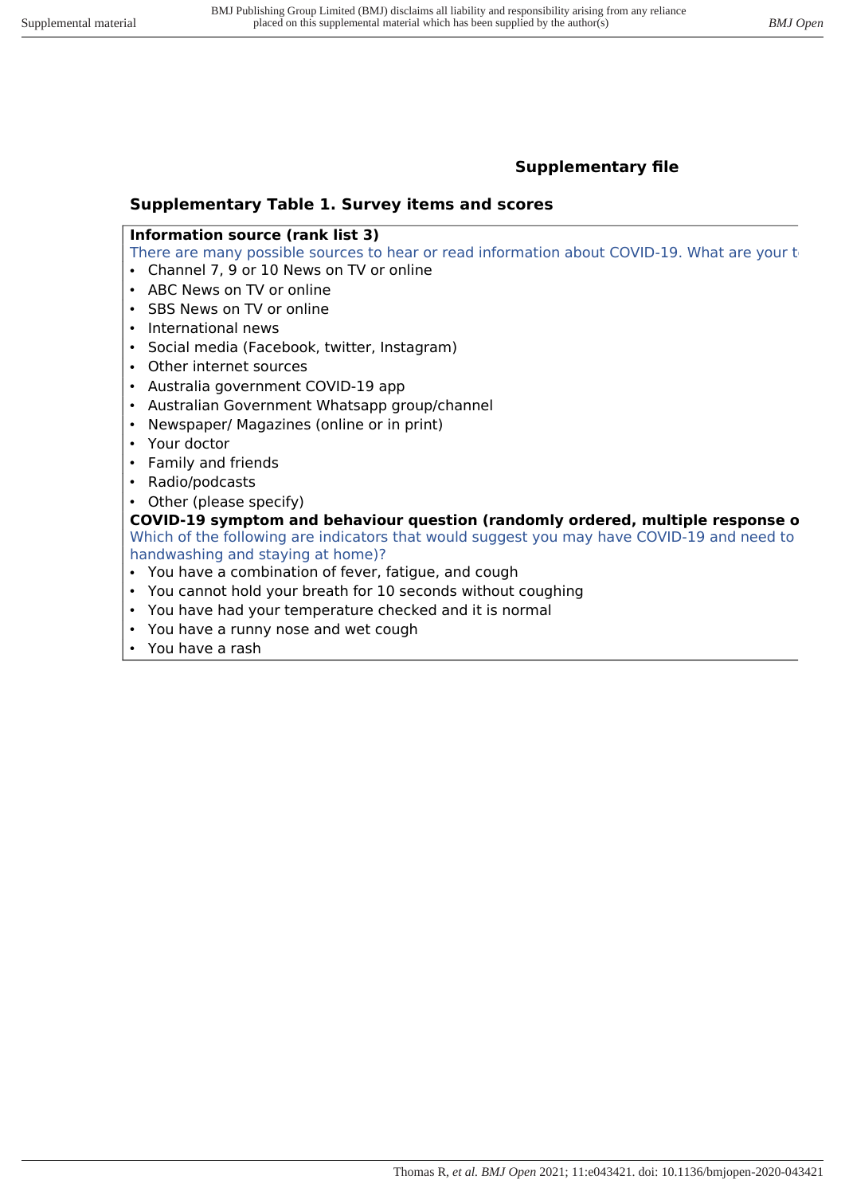**Supplementary file**

**Supplementary Table 1. Survey items and scores**

**Information source (rank list 3)**

There are many possible sources to hear or read information about COVID-19. What are your t

- Channel 7, 9 or 10 News on TV or online
- ABC News on TV or online
- SBS News on TV or online
- International news
- Social media (Facebook, twitter, Instagram)
- Other internet sources
- Australia government COVID-19 app
- Australian Government Whatsapp group/channel
- Newspaper/ Magazines (online or in print)
- Your doctor
- Family and friends
- Radio/podcasts
- Other (please specify)

**COVID-19 symptom and behaviour question (randomly ordered, multiple response o**

Which of the following are indicators that would suggest you may have COVID-19 and need to handwashing and staying at home)?

- You have a combination of fever, fatigue, and cough
- You cannot hold your breath for 10 seconds without coughing
- You have had your temperature checked and it is normal
- You have a runny nose and wet cough
- You have a rash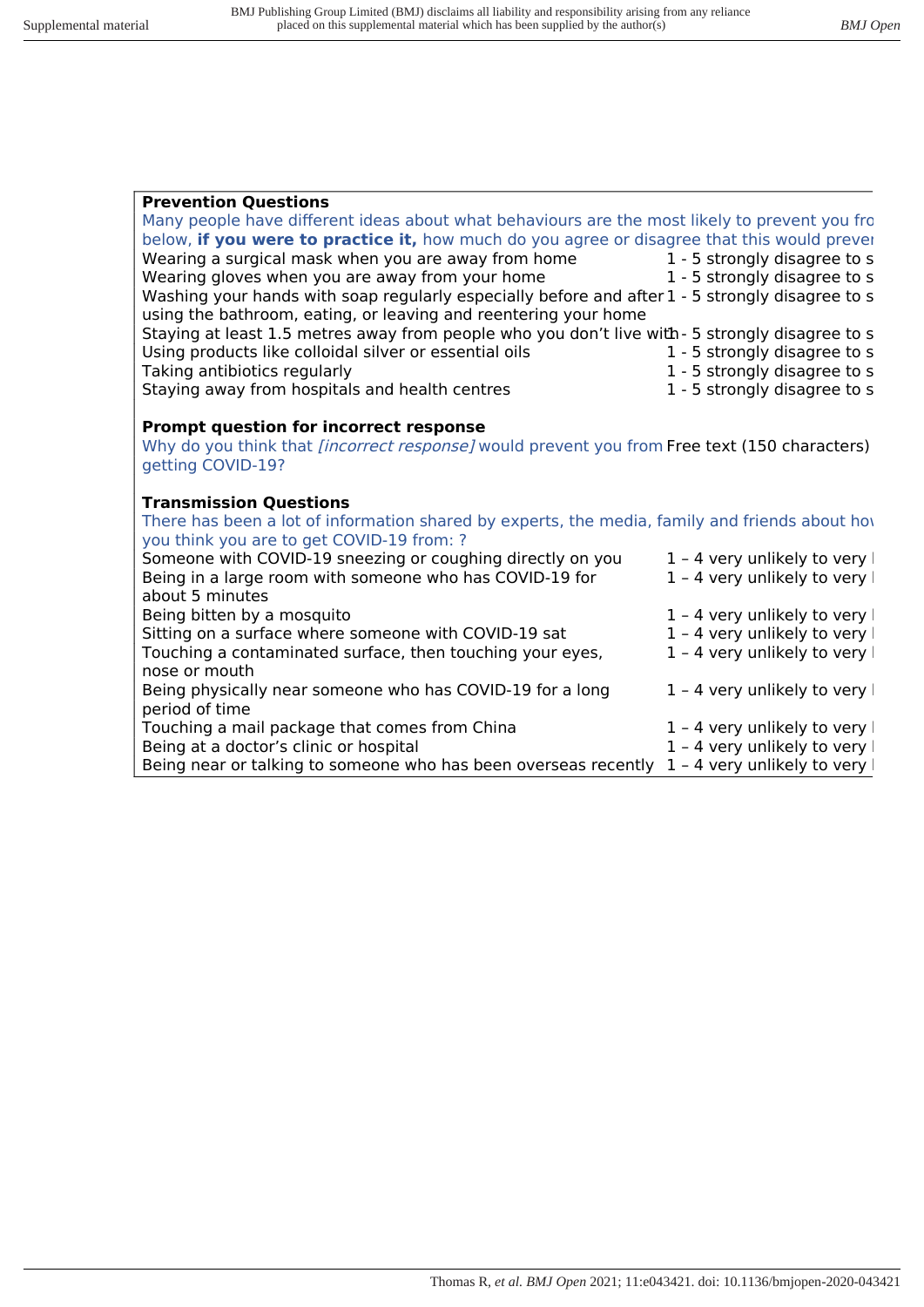**Prevention Questions**

| Many people have different ideas about what behaviours are the most likely to prevent you fro below, **if you were to practice it,** how much do you agree or disagree that this would preve | |
|---|---|
| Wearing a surgical mask when you are away from home | 1 - 5 strongly disagree to s |
| Wearing gloves when you are away from your home | 1 - 5 strongly disagree to s |
| Washing your hands with soap regularly especially before and after using the bathroom, eating, or leaving and reentering your home | 1 - 5 strongly disagree to s |
| Staying at least 1.5 metres away from people who you don't live with | 1 - 5 strongly disagree to s |
| Using products like colloidal silver or essential oils | 1 - 5 strongly disagree to s |
| Taking antibiotics regularly | 1 - 5 strongly disagree to s |
| Staying away from hospitals and health centres | 1 - 5 strongly disagree to s |

**Prompt question for incorrect response**

| | |
|---|---|
| Why do you think that *[incorrect response]* would prevent you from getting COVID-19? | Free text (150 characters) |

**Transmission Questions**

| There has been a lot of information shared by experts, the media, family and friends about ho you think you are to get COVID-19 from: ? | |
|---|---|
| Someone with COVID-19 sneezing or coughing directly on you | 1 – 4 very unlikely to very l |
| Being in a large room with someone who has COVID-19 for about 5 minutes | 1 – 4 very unlikely to very l |
| Being bitten by a mosquito | 1 – 4 very unlikely to very l |
| Sitting on a surface where someone with COVID-19 sat | 1 – 4 very unlikely to very l |
| Touching a contaminated surface, then touching your eyes, nose or mouth | 1 – 4 very unlikely to very l |
| Being physically near someone who has COVID-19 for a long period of time | 1 – 4 very unlikely to very l |
| Touching a mail package that comes from China | 1 – 4 very unlikely to very l |
| Being at a doctor's clinic or hospital | 1 – 4 very unlikely to very l |
| Being near or talking to someone who has been overseas recently | 1 – 4 very unlikely to very l |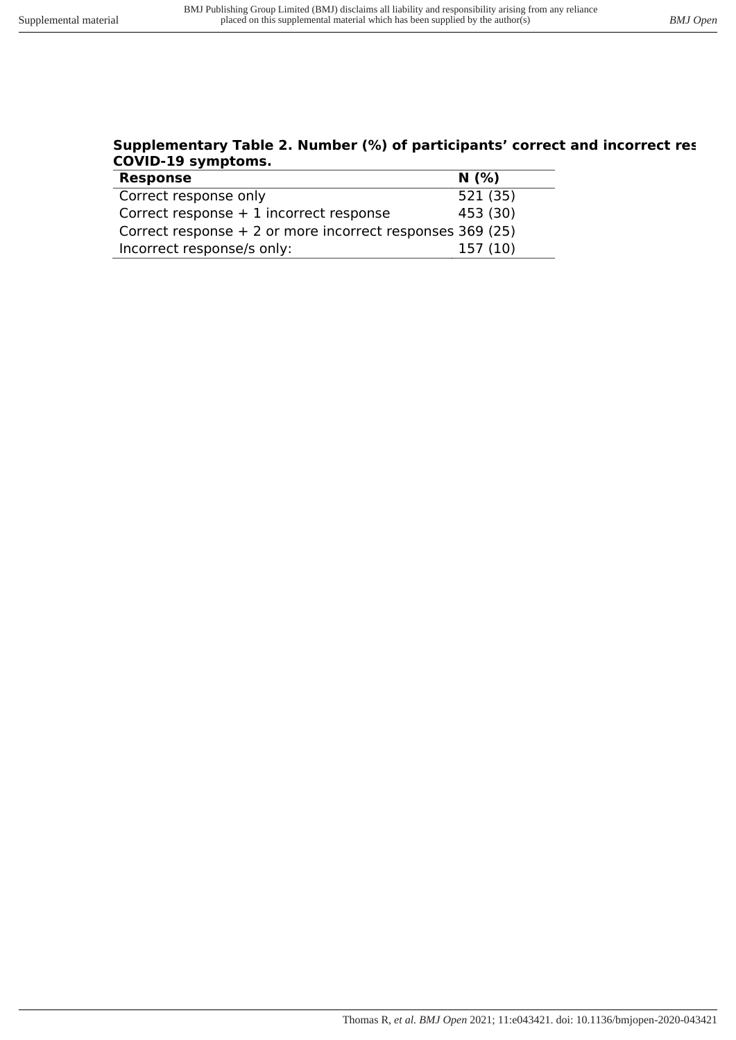**Supplementary Table 2. Number (%) of participants' correct and incorrect res COVID-19 symptoms.**

| Response | N (%) |
|---|---|
| Correct response only | 521 (35) |
| Correct response + 1 incorrect response | 453 (30) |
| Correct response + 2 or more incorrect responses | 369 (25) |
| Incorrect response/s only: | 157 (10) |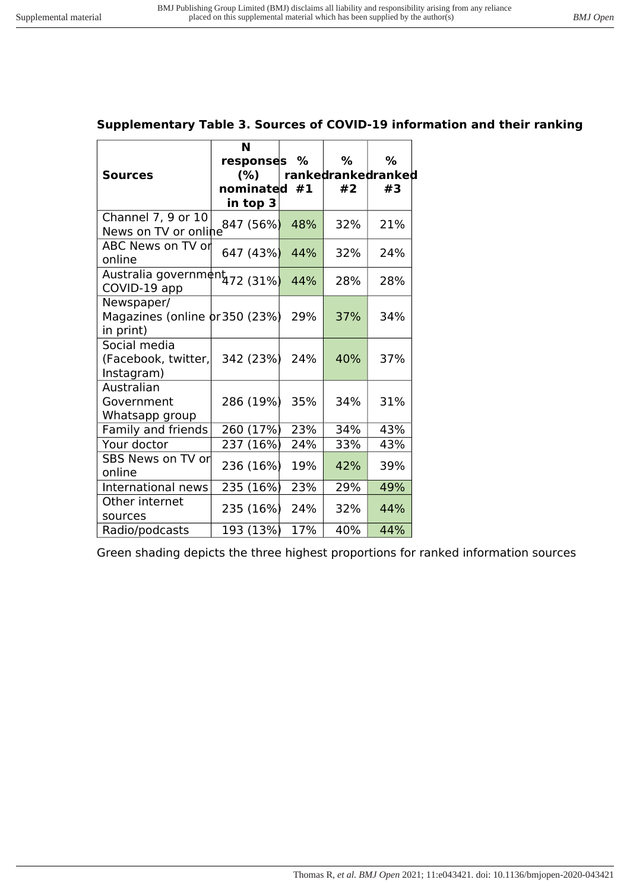**Supplementary Table 3. Sources of COVID-19 information and their ranking**

| Sources | N responses (%) nominated in top 3 | % ranked #1 | % ranked #2 | % ranked #3 |
|---|---|---|---|---|
| Channel 7, 9 or 10 News on TV or online | 847 (56%) | 48% | 32% | 21% |
| ABC News on TV or online | 647 (43%) | 44% | 32% | 24% |
| Australia government COVID-19 app | 472 (31%) | 44% | 28% | 28% |
| Newspaper/ Magazines (online or in print) | 350 (23%) | 29% | 37% | 34% |
| Social media (Facebook, twitter, Instagram) | 342 (23%) | 24% | 40% | 37% |
| Australian Government Whatsapp group | 286 (19%) | 35% | 34% | 31% |
| Family and friends | 260 (17%) | 23% | 34% | 43% |
| Your doctor | 237 (16%) | 24% | 33% | 43% |
| SBS News on TV or online | 236 (16%) | 19% | 42% | 39% |
| International news | 235 (16%) | 23% | 29% | 49% |
| Other internet sources | 235 (16%) | 24% | 32% | 44% |
| Radio/podcasts | 193 (13%) | 17% | 40% | 44% |

Green shading depicts the three highest proportions for ranked information sources